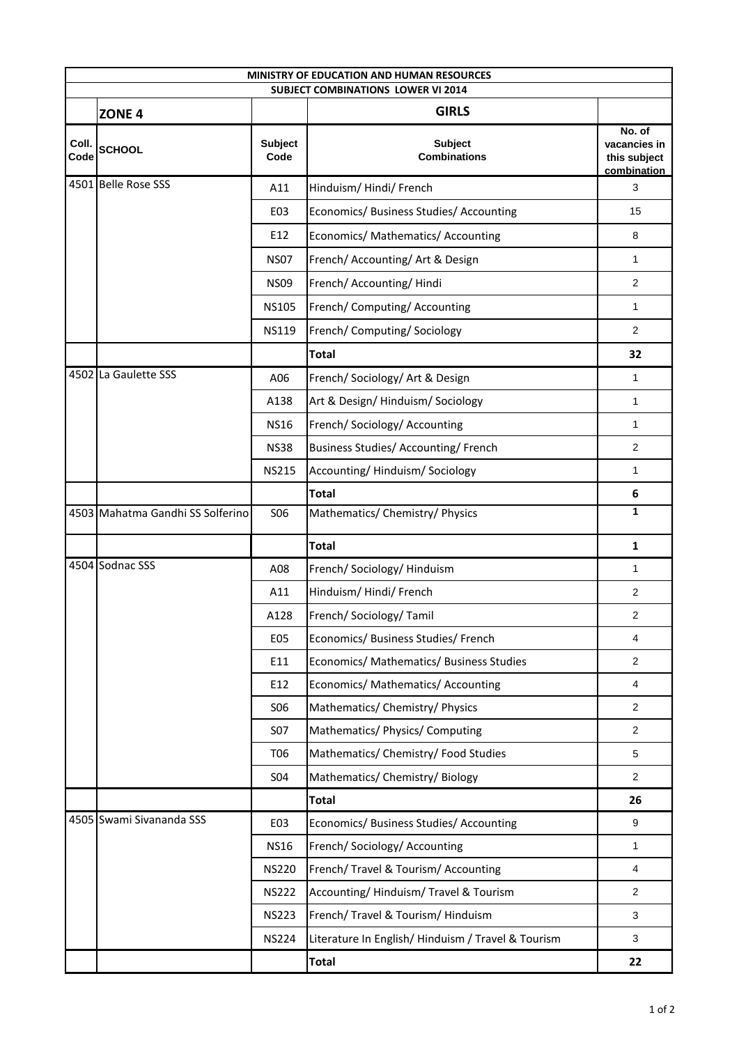| MINISTRY OF EDUCATION AND HUMAN RESOURCES | | | | |
|---|---|---|---|---|
| SUBJECT COMBINATIONS LOWER VI 2014 | | | | |
| | **ZONE 4** | | **GIRLS** | |
| **Coll. Code** | **SCHOOL** | **Subject Code** | **Subject Combinations** | **No. of vacancies in this subject combination** |
| 4501 | Belle Rose SSS | A11 | Hinduism/ Hindi/ French | 3 |
| | | E03 | Economics/ Business Studies/ Accounting | 15 |
| | | E12 | Economics/ Mathematics/ Accounting | 8 |
| | | NS07 | French/ Accounting/ Art & Design | 1 |
| | | NS09 | French/ Accounting/ Hindi | 2 |
| | | NS105 | French/ Computing/ Accounting | 1 |
| | | NS119 | French/ Computing/ Sociology | 2 |
| | | | **Total** | **32** |
| 4502 | La Gaulette SSS | A06 | French/ Sociology/ Art & Design | 1 |
| | | A138 | Art & Design/ Hinduism/ Sociology | 1 |
| | | NS16 | French/ Sociology/ Accounting | 1 |
| | | NS38 | Business Studies/ Accounting/ French | 2 |
| | | NS215 | Accounting/ Hinduism/ Sociology | 1 |
| | | | **Total** | **6** |
| 4503 | Mahatma Gandhi SS Solferino | S06 | Mathematics/ Chemistry/ Physics | 1 |
| | | | **Total** | **1** |
| 4504 | Sodnac SSS | A08 | French/ Sociology/ Hinduism | 1 |
| | | A11 | Hinduism/ Hindi/ French | 2 |
| | | A128 | French/ Sociology/ Tamil | 2 |
| | | E05 | Economics/ Business Studies/ French | 4 |
| | | E11 | Economics/ Mathematics/ Business Studies | 2 |
| | | E12 | Economics/ Mathematics/ Accounting | 4 |
| | | S06 | Mathematics/ Chemistry/ Physics | 2 |
| | | S07 | Mathematics/ Physics/ Computing | 2 |
| | | T06 | Mathematics/ Chemistry/ Food Studies | 5 |
| | | S04 | Mathematics/ Chemistry/ Biology | 2 |
| | | | **Total** | **26** |
| 4505 | Swami Sivananda SSS | E03 | Economics/ Business Studies/ Accounting | 9 |
| | | NS16 | French/ Sociology/ Accounting | 1 |
| | | NS220 | French/ Travel & Tourism/ Accounting | 4 |
| | | NS222 | Accounting/ Hinduism/ Travel & Tourism | 2 |
| | | NS223 | French/ Travel & Tourism/ Hinduism | 3 |
| | | NS224 | Literature In English/ Hinduism / Travel & Tourism | 3 |
| | | | **Total** | **22** |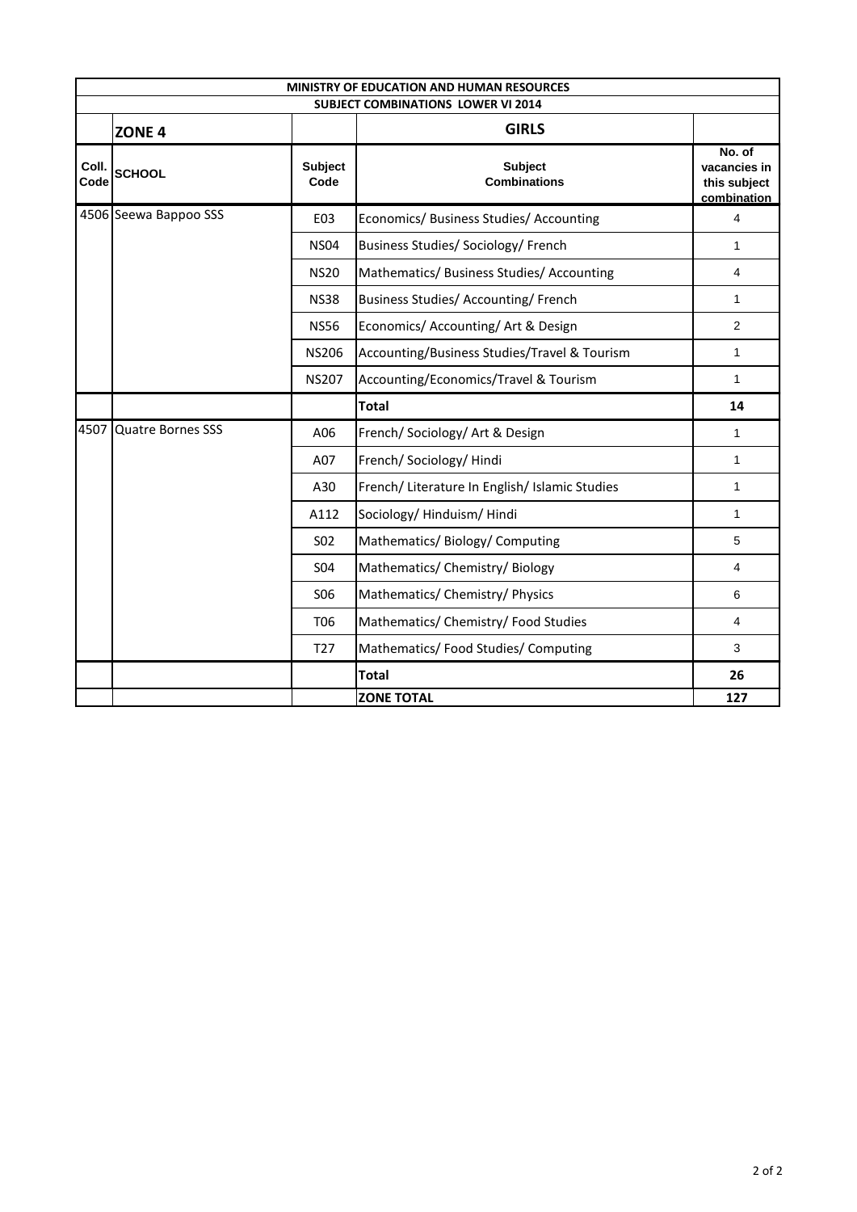| MINISTRY OF EDUCATION AND HUMAN RESOURCES | | | | |
|---|---|---|---|---|
| SUBJECT COMBINATIONS LOWER VI 2014 | | | | |
| | **ZONE 4** | | **GIRLS** | |
| **Coll. Code** | **SCHOOL** | **Subject Code** | **Subject Combinations** | **No. of vacancies in this subject combination** |
| 4506 | Seewa Bappoo SSS | E03 | Economics/ Business Studies/ Accounting | 4 |
| | | NS04 | Business Studies/ Sociology/ French | 1 |
| | | NS20 | Mathematics/ Business Studies/ Accounting | 4 |
| | | NS38 | Business Studies/ Accounting/ French | 1 |
| | | NS56 | Economics/ Accounting/ Art & Design | 2 |
| | | NS206 | Accounting/Business Studies/Travel & Tourism | 1 |
| | | NS207 | Accounting/Economics/Travel & Tourism | 1 |
| | | | **Total** | **14** |
| 4507 | Quatre Bornes SSS | A06 | French/ Sociology/ Art & Design | 1 |
| | | A07 | French/ Sociology/ Hindi | 1 |
| | | A30 | French/ Literature In English/ Islamic Studies | 1 |
| | | A112 | Sociology/ Hinduism/ Hindi | 1 |
| | | S02 | Mathematics/ Biology/ Computing | 5 |
| | | S04 | Mathematics/ Chemistry/ Biology | 4 |
| | | S06 | Mathematics/ Chemistry/ Physics | 6 |
| | | T06 | Mathematics/ Chemistry/ Food Studies | 4 |
| | | T27 | Mathematics/ Food Studies/ Computing | 3 |
| | | | **Total** | **26** |
| | | | **ZONE TOTAL** | **127** |